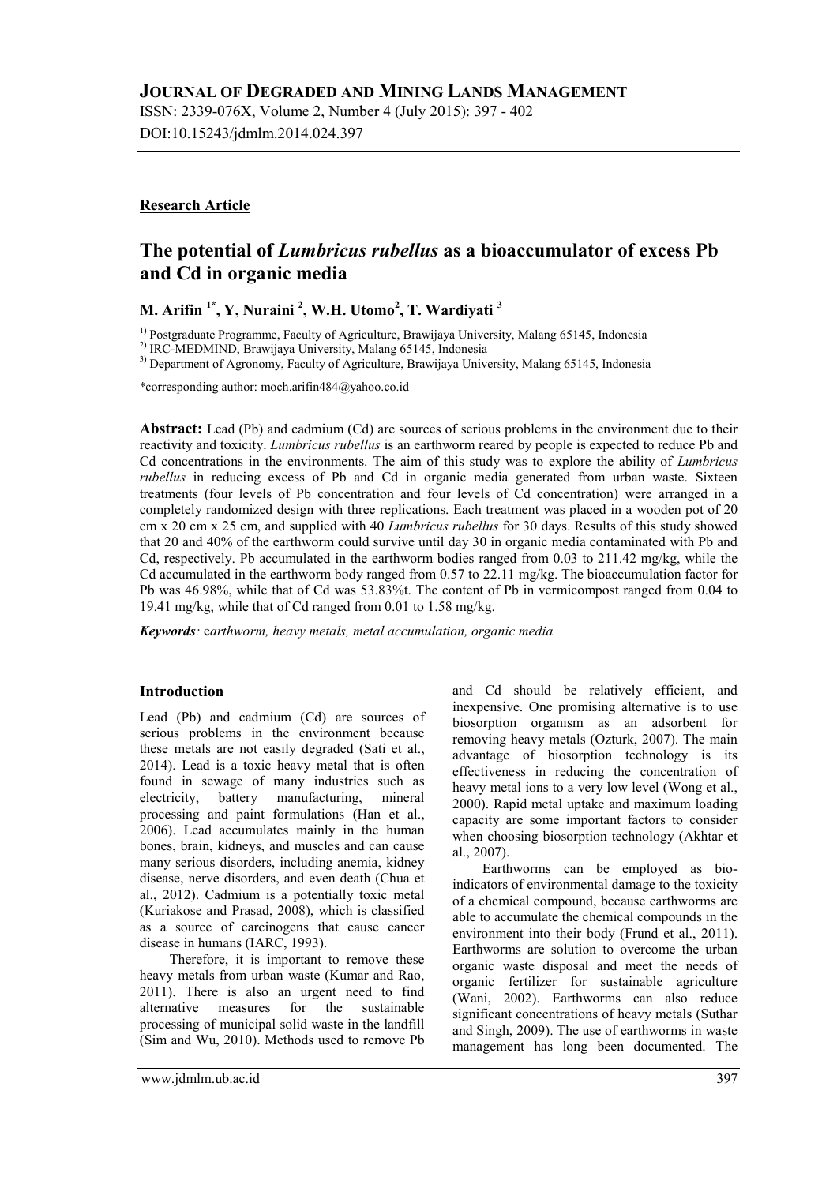**Research Article**

# The potential of *Lumbricus rubellus* as a bioaccumulator of excess Pb and Cd in organic media

**M. Arifin [1*], Y, Nuraini [2], W.H. Utomo[2], T. Wardiyati [3]**

[1]) Postgraduate Programme, Faculty of Agriculture, Brawijaya University, Malang 65145, Indonesia
[2]) IRC-MEDMIND, Brawijaya University, Malang 65145, Indonesia
[3]) Department of Agronomy, Faculty of Agriculture, Brawijaya University, Malang 65145, Indonesia

*corresponding author: moch.arifin484@yahoo.co.id

**Abstract:** Lead (Pb) and cadmium (Cd) are sources of serious problems in the environment due to their reactivity and toxicity. *Lumbricus rubellus* is an earthworm reared by people is expected to reduce Pb and Cd concentrations in the environments. The aim of this study was to explore the ability of *Lumbricus rubellus* in reducing excess of Pb and Cd in organic media generated from urban waste. Sixteen treatments (four levels of Pb concentration and four levels of Cd concentration) were arranged in a completely randomized design with three replications. Each treatment was placed in a wooden pot of 20 cm x 20 cm x 25 cm, and supplied with 40 *Lumbricus rubellus* for 30 days. Results of this study showed that 20 and 40% of the earthworm could survive until day 30 in organic media contaminated with Pb and Cd, respectively. Pb accumulated in the earthworm bodies ranged from 0.03 to 211.42 mg/kg, while the Cd accumulated in the earthworm body ranged from 0.57 to 22.11 mg/kg. The bioaccumulation factor for Pb was 46.98%, while that of Cd was 53.83%t. The content of Pb in vermicompost ranged from 0.04 to 19.41 mg/kg, while that of Cd ranged from 0.01 to 1.58 mg/kg.

***Keywords**: earthworm, heavy metals, metal accumulation, organic media*

## Introduction

Lead (Pb) and cadmium (Cd) are sources of serious problems in the environment because these metals are not easily degraded (Sati et al., 2014). Lead is a toxic heavy metal that is often found in sewage of many industries such as electricity, battery manufacturing, mineral processing and paint formulations (Han et al., 2006). Lead accumulates mainly in the human bones, brain, kidneys, and muscles and can cause many serious disorders, including anemia, kidney disease, nerve disorders, and even death (Chua et al., 2012). Cadmium is a potentially toxic metal (Kuriakose and Prasad, 2008), which is classified as a source of carcinogens that cause cancer disease in humans (IARC, 1993).

Therefore, it is important to remove these heavy metals from urban waste (Kumar and Rao, 2011). There is also an urgent need to find alternative measures for the sustainable processing of municipal solid waste in the landfill (Sim and Wu, 2010). Methods used to remove Pb and Cd should be relatively efficient, and inexpensive. One promising alternative is to use biosorption organism as an adsorbent for removing heavy metals (Ozturk, 2007). The main advantage of biosorption technology is its effectiveness in reducing the concentration of heavy metal ions to a very low level (Wong et al., 2000). Rapid metal uptake and maximum loading capacity are some important factors to consider when choosing biosorption technology (Akhtar et al., 2007).

Earthworms can be employed as bio-indicators of environmental damage to the toxicity of a chemical compound, because earthworms are able to accumulate the chemical compounds in the environment into their body (Frund et al., 2011). Earthworms are solution to overcome the urban organic waste disposal and meet the needs of organic fertilizer for sustainable agriculture (Wani, 2002). Earthworms can also reduce significant concentrations of heavy metals (Suthar and Singh, 2009). The use of earthworms in waste management has long been documented. The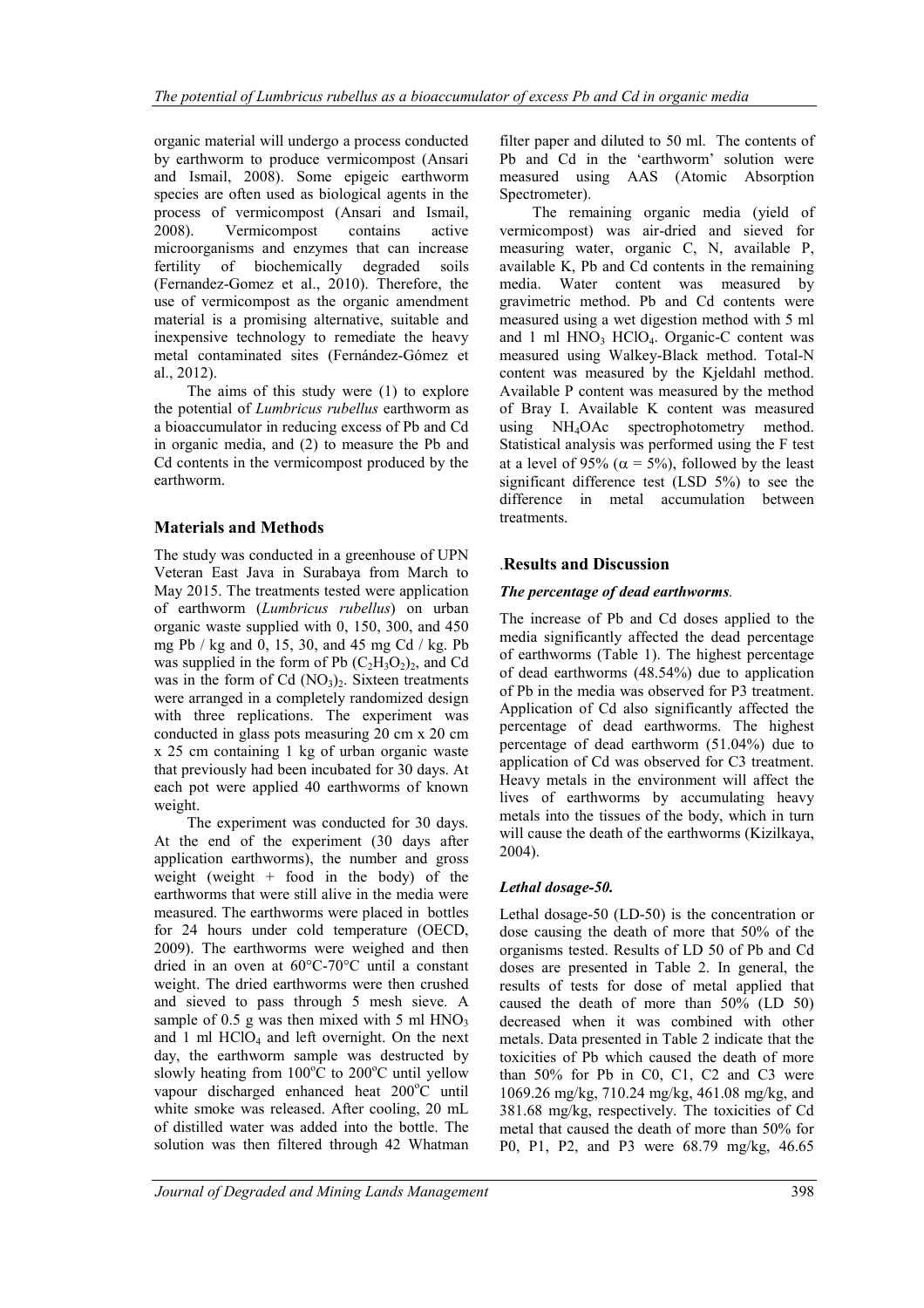organic material will undergo a process conducted by earthworm to produce vermicompost (Ansari and Ismail, 2008). Some epigeic earthworm species are often used as biological agents in the process of vermicompost (Ansari and Ismail, 2008). Vermicompost contains active microorganisms and enzymes that can increase fertility of biochemically degraded soils (Fernandez-Gomez et al., 2010). Therefore, the use of vermicompost as the organic amendment material is a promising alternative, suitable and inexpensive technology to remediate the heavy metal contaminated sites (Fernández-Gómez et al., 2012).

The aims of this study were (1) to explore the potential of *Lumbricus rubellus* earthworm as a bioaccumulator in reducing excess of Pb and Cd in organic media, and (2) to measure the Pb and Cd contents in the vermicompost produced by the earthworm.

## Materials and Methods

The study was conducted in a greenhouse of UPN Veteran East Java in Surabaya from March to May 2015. The treatments tested were application of earthworm (*Lumbricus rubellus*) on urban organic waste supplied with 0, 150, 300, and 450 mg Pb / kg and 0, 15, 30, and 45 mg Cd / kg. Pb was supplied in the form of Pb $(C_2H_3O_2)_2$, and Cd was in the form of Cd $(NO_3)_2$. Sixteen treatments were arranged in a completely randomized design with three replications. The experiment was conducted in glass pots measuring 20 cm x 20 cm x 25 cm containing 1 kg of urban organic waste that previously had been incubated for 30 days. At each pot were applied 40 earthworms of known weight.

The experiment was conducted for 30 days. At the end of the experiment (30 days after application earthworms), the number and gross weight (weight + food in the body) of the earthworms that were still alive in the media were measured. The earthworms were placed in bottles for 24 hours under cold temperature (OECD, 2009). The earthworms were weighed and then dried in an oven at 60°C-70°C until a constant weight. The dried earthworms were then crushed and sieved to pass through 5 mesh sieve. A sample of 0.5 g was then mixed with 5 ml $HNO_3$ and 1 ml $HClO_4$ and left overnight. On the next day, the earthworm sample was destructed by slowly heating from 100°C to 200°C until yellow vapour discharged enhanced heat 200°C until white smoke was released. After cooling, 20 mL of distilled water was added into the bottle. The solution was then filtered through 42 Whatman filter paper and diluted to 50 ml. The contents of Pb and Cd in the 'earthworm' solution were measured using AAS (Atomic Absorption Spectrometer).

The remaining organic media (yield of vermicompost) was air-dried and sieved for measuring water, organic C, N, available P, available K, Pb and Cd contents in the remaining media. Water content was measured by gravimetric method. Pb and Cd contents were measured using a wet digestion method with 5 ml and 1 ml $HNO_3$ $HClO_4$. Organic-C content was measured using Walkey-Black method. Total-N content was measured by the Kjeldahl method. Available P content was measured by the method of Bray I. Available K content was measured using $NH_4OAc$ spectrophotometry method. Statistical analysis was performed using the F test at a level of 95% ($\alpha$ = 5%), followed by the least significant difference test (LSD 5%) to see the difference in metal accumulation between treatments.

## Results and Discussion

### *The percentage of dead earthworms.*

The increase of Pb and Cd doses applied to the media significantly affected the dead percentage of earthworms (Table 1). The highest percentage of dead earthworms (48.54%) due to application of Pb in the media was observed for P3 treatment. Application of Cd also significantly affected the percentage of dead earthworms. The highest percentage of dead earthworm (51.04%) due to application of Cd was observed for C3 treatment. Heavy metals in the environment will affect the lives of earthworms by accumulating heavy metals into the tissues of the body, which in turn will cause the death of the earthworms (Kizilkaya, 2004).

### *Lethal dosage-50.*

Lethal dosage-50 (LD-50) is the concentration or dose causing the death of more that 50% of the organisms tested. Results of LD 50 of Pb and Cd doses are presented in Table 2. In general, the results of tests for dose of metal applied that caused the death of more than 50% (LD 50) decreased when it was combined with other metals. Data presented in Table 2 indicate that the toxicities of Pb which caused the death of more than 50% for Pb in C0, C1, C2 and C3 were 1069.26 mg/kg, 710.24 mg/kg, 461.08 mg/kg, and 381.68 mg/kg, respectively. The toxicities of Cd metal that caused the death of more than 50% for P0, P1, P2, and P3 were 68.79 mg/kg, 46.65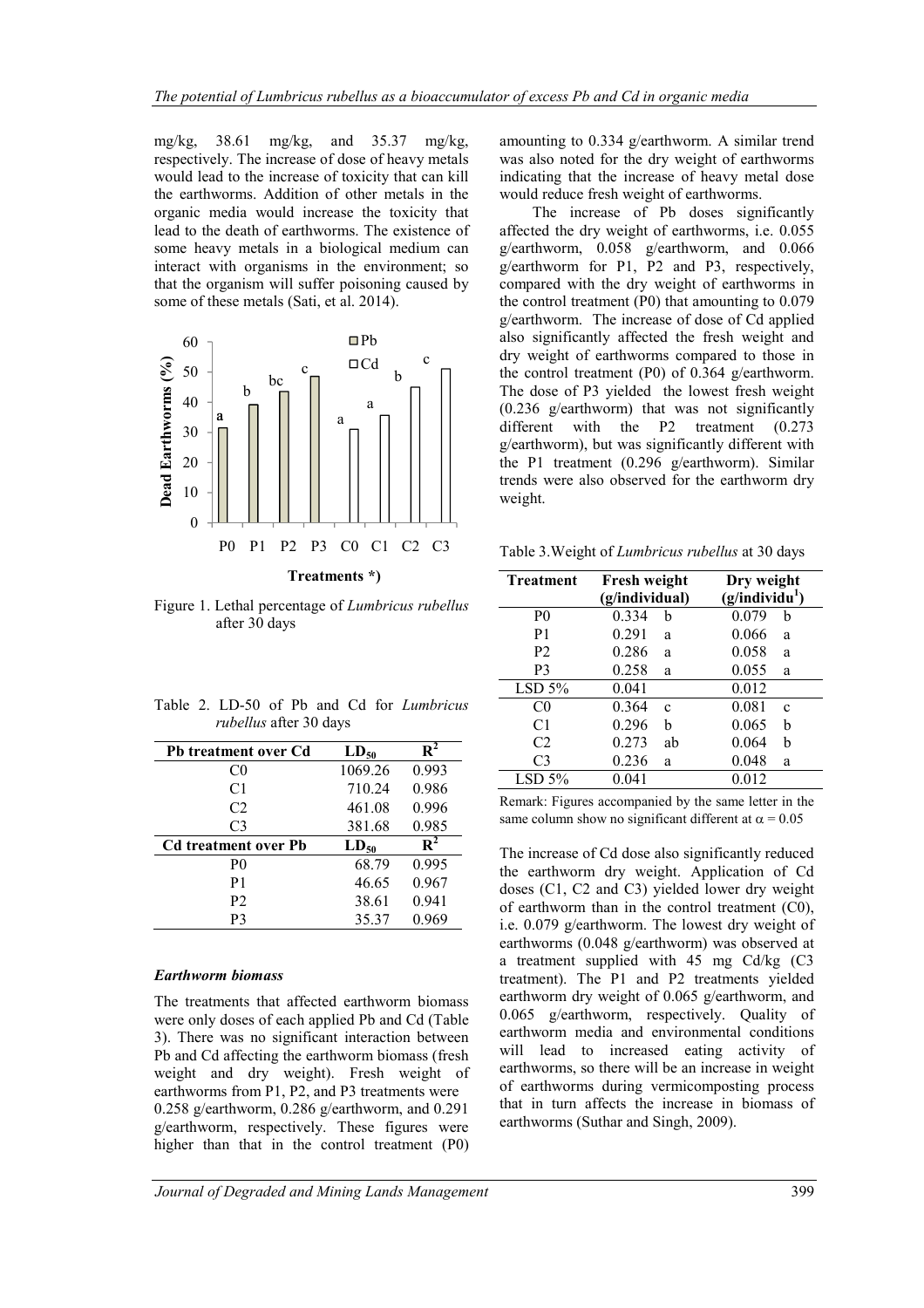mg/kg, 38.61 mg/kg, and 35.37 mg/kg, respectively. The increase of dose of heavy metals would lead to the increase of toxicity that can kill the earthworms. Addition of other metals in the organic media would increase the toxicity that lead to the death of earthworms. The existence of some heavy metals in a biological medium can interact with organisms in the environment; so that the organism will suffer poisoning caused by some of these metals (Sati, et al. 2014).

Figure 1. Lethal percentage of *Lumbricus rubellus* after 30 days

Table 2. LD-50 of Pb and Cd for *Lumbricus rubellus* after 30 days

| Pb treatment over Cd | $LD_{50}$ | $R^2$ |
|---|---|---|
| C0 | 1069.26 | 0.993 |
| C1 | 710.24 | 0.986 |
| C2 | 461.08 | 0.996 |
| C3 | 381.68 | 0.985 |
| **Cd treatment over Pb** | **$LD_{50}$** | **$R^2$** |
| P0 | 68.79 | 0.995 |
| P1 | 46.65 | 0.967 |
| P2 | 38.61 | 0.941 |
| P3 | 35.37 | 0.969 |

### *Earthworm biomass*

The treatments that affected earthworm biomass were only doses of each applied Pb and Cd (Table 3). There was no significant interaction between Pb and Cd affecting the earthworm biomass (fresh weight and dry weight). Fresh weight of earthworms from P1, P2, and P3 treatments were 0.258 g/earthworm, 0.286 g/earthworm, and 0.291 g/earthworm, respectively. These figures were higher than that in the control treatment (P0) amounting to 0.334 g/earthworm. A similar trend was also noted for the dry weight of earthworms indicating that the increase of heavy metal dose would reduce fresh weight of earthworms.

The increase of Pb doses significantly affected the dry weight of earthworms, i.e. 0.055 g/earthworm, 0.058 g/earthworm, and 0.066 g/earthworm for P1, P2 and P3, respectively, compared with the dry weight of earthworms in the control treatment (P0) that amounting to 0.079 g/earthworm. The increase of dose of Cd applied also significantly affected the fresh weight and dry weight of earthworms compared to those in the control treatment (P0) of 0.364 g/earthworm. The dose of P3 yielded the lowest fresh weight (0.236 g/earthworm) that was not significantly different with the P2 treatment (0.273 g/earthworm), but was significantly different with the P1 treatment (0.296 g/earthworm). Similar trends were also observed for the earthworm dry weight.

Table 3.Weight of *Lumbricus rubellus* at 30 days

| Treatment | Fresh weight (g/individual) | | Dry weight (g/individu[1]) | |
|---|---|---|---|---|
| P0 | 0.334 | b | 0.079 | b |
| P1 | 0.291 | a | 0.066 | a |
| P2 | 0.286 | a | 0.058 | a |
| P3 | 0.258 | a | 0.055 | a |
| LSD 5% | 0.041 | | 0.012 | |
| C0 | 0.364 | c | 0.081 | c |
| C1 | 0.296 | b | 0.065 | b |
| C2 | 0.273 | ab | 0.064 | b |
| C3 | 0.236 | a | 0.048 | a |
| LSD 5% | 0.041 | | 0.012 | |

Remark: Figures accompanied by the same letter in the same column show no significant different at $\alpha = 0.05$

The increase of Cd dose also significantly reduced the earthworm dry weight. Application of Cd doses (C1, C2 and C3) yielded lower dry weight of earthworm than in the control treatment (C0), i.e. 0.079 g/earthworm. The lowest dry weight of earthworms (0.048 g/earthworm) was observed at a treatment supplied with 45 mg Cd/kg (C3 treatment). The P1 and P2 treatments yielded earthworm dry weight of 0.065 g/earthworm, and 0.065 g/earthworm, respectively. Quality of earthworm media and environmental conditions will lead to increased eating activity of earthworms, so there will be an increase in weight of earthworms during vermicomposting process that in turn affects the increase in biomass of earthworms (Suthar and Singh, 2009).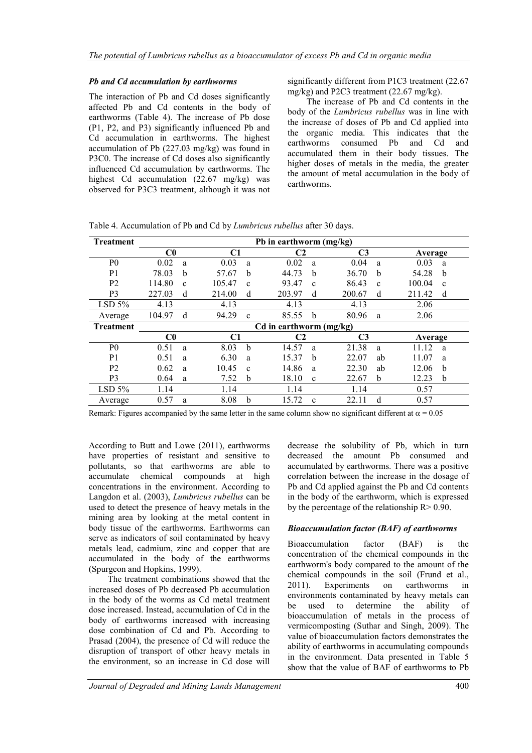### *Pb and Cd accumulation by earthworms*

The interaction of Pb and Cd doses significantly affected Pb and Cd contents in the body of earthworms (Table 4). The increase of Pb dose (P1, P2, and P3) significantly influenced Pb and Cd accumulation in earthworms. The highest accumulation of Pb (227.03 mg/kg) was found in P3C0. The increase of Cd doses also significantly influenced Cd accumulation by earthworms. The highest Cd accumulation (22.67 mg/kg) was observed for P3C3 treatment, although it was not significantly different from P1C3 treatment (22.67 mg/kg) and P2C3 treatment (22.67 mg/kg).

The increase of Pb and Cd contents in the body of the *Lumbricus rubellus* was in line with the increase of doses of Pb and Cd applied into the organic media. This indicates that the earthworms consumed Pb and Cd and accumulated them in their body tissues. The higher doses of metals in the media, the greater the amount of metal accumulation in the body of earthworms.

Table 4. Accumulation of Pb and Cd by *Lumbricus rubellus* after 30 days.

| Treatment | Pb in earthworm (mg/kg) | | | | | | | | | |
|---|---|---|---|---|---|---|---|---|---|---|
| | C0 | | C1 | | C2 | | C3 | | Average | |
| P0 | 0.02 | a | 0.03 | a | 0.02 | a | 0.04 | a | 0.03 | a |
| P1 | 78.03 | b | 57.67 | b | 44.73 | b | 36.70 | b | 54.28 | b |
| P2 | 114.80 | c | 105.47 | c | 93.47 | c | 86.43 | c | 100.04 | c |
| P3 | 227.03 | d | 214.00 | d | 203.97 | d | 200.67 | d | 211.42 | d |
| LSD 5% | 4.13 | | 4.13 | | 4.13 | | 4.13 | | 2.06 | |
| Average | 104.97 | d | 94.29 | c | 85.55 | b | 80.96 | a | 2.06 | |
| **Treatment** | **Cd in earthworm (mg/kg)** | | | | | | | | | |
| | C0 | | C1 | | C2 | | C3 | | Average | |
| P0 | 0.51 | a | 8.03 | b | 14.57 | a | 21.38 | a | 11.12 | a |
| P1 | 0.51 | a | 6.30 | a | 15.37 | b | 22.07 | ab | 11.07 | a |
| P2 | 0.62 | a | 10.45 | c | 14.86 | a | 22.30 | ab | 12.06 | b |
| P3 | 0.64 | a | 7.52 | b | 18.10 | c | 22.67 | b | 12.23 | b |
| LSD 5% | 1.14 | | 1.14 | | 1.14 | | 1.14 | | 0.57 | |
| Average | 0.57 | a | 8.08 | b | 15.72 | c | 22.11 | d | 0.57 | |

Remark: Figures accompanied by the same letter in the same column show no significant different at $\alpha = 0.05$

According to Butt and Lowe (2011), earthworms have properties of resistant and sensitive to pollutants, so that earthworms are able to accumulate chemical compounds at high concentrations in the environment. According to Langdon et al. (2003), *Lumbricus rubellus* can be used to detect the presence of heavy metals in the mining area by looking at the metal content in body tissue of the earthworms. Earthworms can serve as indicators of soil contaminated by heavy metals lead, cadmium, zinc and copper that are accumulated in the body of the earthworms (Spurgeon and Hopkins, 1999).

The treatment combinations showed that the increased doses of Pb decreased Pb accumulation in the body of the worms as Cd metal treatment dose increased. Instead, accumulation of Cd in the body of earthworms increased with increasing dose combination of Cd and Pb. According to Prasad (2004), the presence of Cd will reduce the disruption of transport of other heavy metals in the environment, so an increase in Cd dose will decrease the solubility of Pb, which in turn decreased the amount Pb consumed and accumulated by earthworms. There was a positive correlation between the increase in the dosage of Pb and Cd applied against the Pb and Cd contents in the body of the earthworm, which is expressed by the percentage of the relationship $R > 0.90$.

### *Bioaccumulation factor (BAF) of earthworms*

Bioaccumulation factor (BAF) is the concentration of the chemical compounds in the earthworm's body compared to the amount of the chemical compounds in the soil (Frund et al., 2011). Experiments on earthworms in environments contaminated by heavy metals can be used to determine the ability of bioaccumulation of metals in the process of vermicomposting (Suthar and Singh, 2009). The value of bioaccumulation factors demonstrates the ability of earthworms in accumulating compounds in the environment. Data presented in Table 5 show that the value of BAF of earthworms to Pb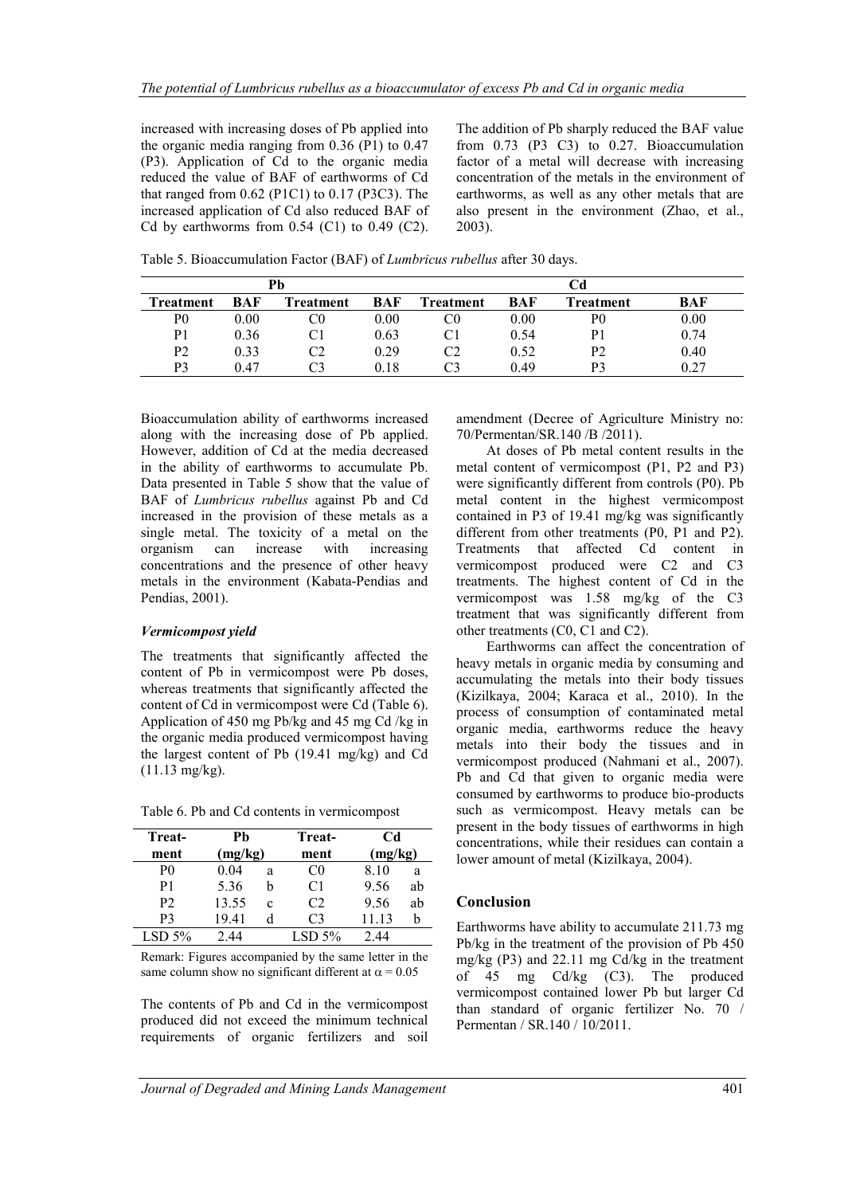increased with increasing doses of Pb applied into the organic media ranging from 0.36 (P1) to 0.47 (P3). Application of Cd to the organic media reduced the value of BAF of earthworms of Cd that ranged from 0.62 (P1C1) to 0.17 (P3C3). The increased application of Cd also reduced BAF of Cd by earthworms from 0.54 (C1) to 0.49 (C2). The addition of Pb sharply reduced the BAF value from 0.73 (P3 C3) to 0.27. Bioaccumulation factor of a metal will decrease with increasing concentration of the metals in the environment of earthworms, as well as any other metals that are also present in the environment (Zhao, et al., 2003).

Table 5. Bioaccumulation Factor (BAF) of *Lumbricus rubellus* after 30 days.

| Pb | | | | Cd | | | |
|---|---|---|---|---|---|---|---|
| **Treatment** | **BAF** | **Treatment** | **BAF** | **Treatment** | **BAF** | **Treatment** | **BAF** |
| P0 | 0.00 | C0 | 0.00 | C0 | 0.00 | P0 | 0.00 |
| P1 | 0.36 | C1 | 0.63 | C1 | 0.54 | P1 | 0.74 |
| P2 | 0.33 | C2 | 0.29 | C2 | 0.52 | P2 | 0.40 |
| P3 | 0.47 | C3 | 0.18 | C3 | 0.49 | P3 | 0.27 |

Bioaccumulation ability of earthworms increased along with the increasing dose of Pb applied. However, addition of Cd at the media decreased in the ability of earthworms to accumulate Pb. Data presented in Table 5 show that the value of BAF of *Lumbricus rubellus* against Pb and Cd increased in the provision of these metals as a single metal. The toxicity of a metal on the organism can increase with increasing concentrations and the presence of other heavy metals in the environment (Kabata-Pendias and Pendias, 2001).

### *Vermicompost yield*

The treatments that significantly affected the content of Pb in vermicompost were Pb doses, whereas treatments that significantly affected the content of Cd in vermicompost were Cd (Table 6). Application of 450 mg Pb/kg and 45 mg Cd /kg in the organic media produced vermicompost having the largest content of Pb (19.41 mg/kg) and Cd (11.13 mg/kg).

Table 6. Pb and Cd contents in vermicompost

| Treat-ment | Pb (mg/kg) | | Treat-ment | Cd (mg/kg) | |
|---|---|---|---|---|---|
| P0 | 0.04 | a | C0 | 8.10 | a |
| P1 | 5.36 | b | C1 | 9.56 | ab |
| P2 | 13.55 | c | C2 | 9.56 | ab |
| P3 | 19.41 | d | C3 | 11.13 | b |
| LSD 5% | 2.44 | | LSD 5% | 2.44 | |

Remark: Figures accompanied by the same letter in the same column show no significant different at $\alpha = 0.05$

The contents of Pb and Cd in the vermicompost produced did not exceed the minimum technical requirements of organic fertilizers and soil amendment (Decree of Agriculture Ministry no: 70/Permentan/SR.140 /B /2011).

At doses of Pb metal content results in the metal content of vermicompost (P1, P2 and P3) were significantly different from controls (P0). Pb metal content in the highest vermicompost contained in P3 of 19.41 mg/kg was significantly different from other treatments (P0, P1 and P2). Treatments that affected Cd content in vermicompost produced were C2 and C3 treatments. The highest content of Cd in the vermicompost was 1.58 mg/kg of the C3 treatment that was significantly different from other treatments (C0, C1 and C2).

Earthworms can affect the concentration of heavy metals in organic media by consuming and accumulating the metals into their body tissues (Kizilkaya, 2004; Karaca et al., 2010). In the process of consumption of contaminated metal organic media, earthworms reduce the heavy metals into their body the tissues and in vermicompost produced (Nahmani et al., 2007). Pb and Cd that given to organic media were consumed by earthworms to produce bio-products such as vermicompost. Heavy metals can be present in the body tissues of earthworms in high concentrations, while their residues can contain a lower amount of metal (Kizilkaya, 2004).

## Conclusion

Earthworms have ability to accumulate 211.73 mg Pb/kg in the treatment of the provision of Pb 450 mg/kg (P3) and 22.11 mg Cd/kg in the treatment of 45 mg Cd/kg (C3). The produced vermicompost contained lower Pb but larger Cd than standard of organic fertilizer No. 70 / Permentan / SR.140 / 10/2011.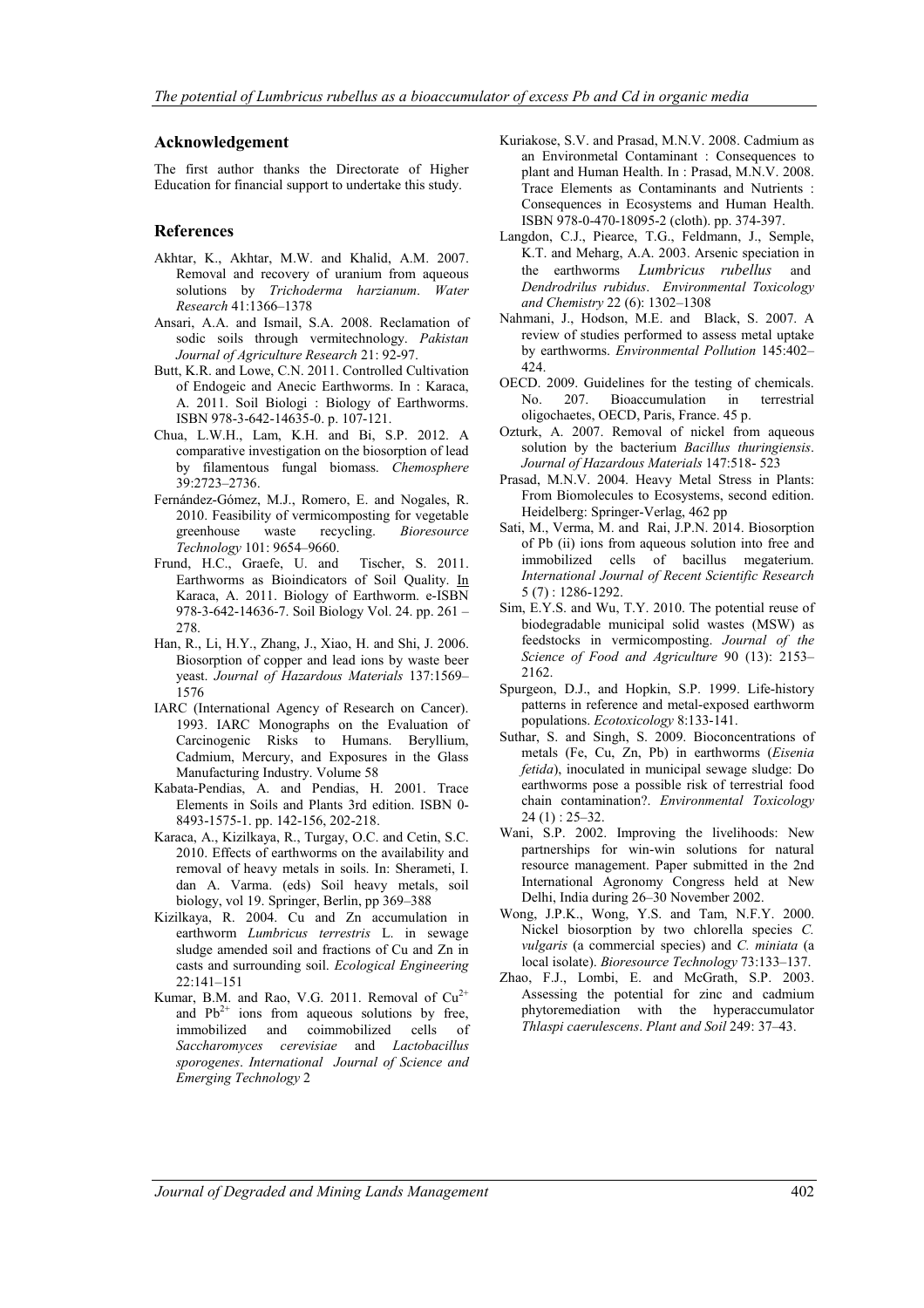## Acknowledgement

The first author thanks the Directorate of Higher Education for financial support to undertake this study.

## References

Akhtar, K., Akhtar, M.W. and Khalid, A.M. 2007. Removal and recovery of uranium from aqueous solutions by *Trichoderma harzianum*. *Water Research* 41:1366–1378

Ansari, A.A. and Ismail, S.A. 2008. Reclamation of sodic soils through vermitechnology. *Pakistan Journal of Agriculture Research* 21: 92-97.

Butt, K.R. and Lowe, C.N. 2011. Controlled Cultivation of Endogeic and Anecic Earthworms. In : Karaca, A. 2011. Soil Biologi : Biology of Earthworms. ISBN 978-3-642-14635-0. p. 107-121.

Chua, L.W.H., Lam, K.H. and Bi, S.P. 2012. A comparative investigation on the biosorption of lead by filamentous fungal biomass. *Chemosphere* 39:2723–2736.

Fernández-Gómez, M.J., Romero, E. and Nogales, R. 2010. Feasibility of vermicomposting for vegetable greenhouse waste recycling. *Bioresource Technology* 101: 9654–9660.

Frund, H.C., Graefe, U. and Tischer, S. 2011. Earthworms as Bioindicators of Soil Quality. In Karaca, A. 2011. Biology of Earthworm. e-ISBN 978-3-642-14636-7. Soil Biology Vol. 24. pp. 261 – 278.

Han, R., Li, H.Y., Zhang, J., Xiao, H. and Shi, J. 2006. Biosorption of copper and lead ions by waste beer yeast. *Journal of Hazardous Materials* 137:1569–1576

IARC (International Agency of Research on Cancer). 1993. IARC Monographs on the Evaluation of Carcinogenic Risks to Humans. Beryllium, Cadmium, Mercury, and Exposures in the Glass Manufacturing Industry. Volume 58

Kabata-Pendias, A. and Pendias, H. 2001. Trace Elements in Soils and Plants 3rd edition. ISBN 0-8493-1575-1. pp. 142-156, 202-218.

Karaca, A., Kizilkaya, R., Turgay, O.C. and Cetin, S.C. 2010. Effects of earthworms on the availability and removal of heavy metals in soils. In: Sherameti, I. dan A. Varma. (eds) Soil heavy metals, soil biology, vol 19. Springer, Berlin, pp 369–388

Kizilkaya, R. 2004. Cu and Zn accumulation in earthworm *Lumbricus terrestris* L. in sewage sludge amended soil and fractions of Cu and Zn in casts and surrounding soil. *Ecological Engineering* 22:141–151

Kumar, B.M. and Rao, V.G. 2011. Removal of $Cu^{2+}$ and $Pb^{2+}$ ions from aqueous solutions by free, immobilized and coimmobilized cells of *Saccharomyces cerevisiae* and *Lactobacillus sporogenes*. *International Journal of Science and Emerging Technology* 2

Kuriakose, S.V. and Prasad, M.N.V. 2008. Cadmium as an Environmetal Contaminant : Consequences to plant and Human Health. In : Prasad, M.N.V. 2008. Trace Elements as Contaminants and Nutrients : Consequences in Ecosystems and Human Health. ISBN 978-0-470-18095-2 (cloth). pp. 374-397.

Langdon, C.J., Piearce, T.G., Feldmann, J., Semple, K.T. and Meharg, A.A. 2003. Arsenic speciation in the earthworms *Lumbricus rubellus* and *Dendrodrilus rubidus*. *Environmental Toxicology and Chemistry* 22 (6): 1302–1308

Nahmani, J., Hodson, M.E. and Black, S. 2007. A review of studies performed to assess metal uptake by earthworms. *Environmental Pollution* 145:402–424.

OECD. 2009. Guidelines for the testing of chemicals. No. 207. Bioaccumulation in terrestrial oligochaetes, OECD, Paris, France. 45 p.

Ozturk, A. 2007. Removal of nickel from aqueous solution by the bacterium *Bacillus thuringiensis*. *Journal of Hazardous Materials* 147:518- 523

Prasad, M.N.V. 2004. Heavy Metal Stress in Plants: From Biomolecules to Ecosystems, second edition. Heidelberg: Springer-Verlag, 462 pp

Sati, M., Verma, M. and Rai, J.P.N. 2014. Biosorption of Pb (ii) ions from aqueous solution into free and immobilized cells of bacillus megaterium. *International Journal of Recent Scientific Research* 5 (7) : 1286-1292.

Sim, E.Y.S. and Wu, T.Y. 2010. The potential reuse of biodegradable municipal solid wastes (MSW) as feedstocks in vermicomposting. *Journal of the Science of Food and Agriculture* 90 (13): 2153–2162.

Spurgeon, D.J., and Hopkin, S.P. 1999. Life-history patterns in reference and metal-exposed earthworm populations. *Ecotoxicology* 8:133-141.

Suthar, S. and Singh, S. 2009. Bioconcentrations of metals (Fe, Cu, Zn, Pb) in earthworms (*Eisenia fetida*), inoculated in municipal sewage sludge: Do earthworms pose a possible risk of terrestrial food chain contamination?. *Environmental Toxicology* 24 (1) : 25–32.

Wani, S.P. 2002. Improving the livelihoods: New partnerships for win-win solutions for natural resource management. Paper submitted in the 2nd International Agronomy Congress held at New Delhi, India during 26–30 November 2002.

Wong, J.P.K., Wong, Y.S. and Tam, N.F.Y. 2000. Nickel biosorption by two chlorella species *C. vulgaris* (a commercial species) and *C. miniata* (a local isolate). *Bioresource Technology* 73:133–137.

Zhao, F.J., Lombi, E. and McGrath, S.P. 2003. Assessing the potential for zinc and cadmium phytoremediation with the hyperaccumulator *Thlaspi caerulescens*. *Plant and Soil* 249: 37–43.